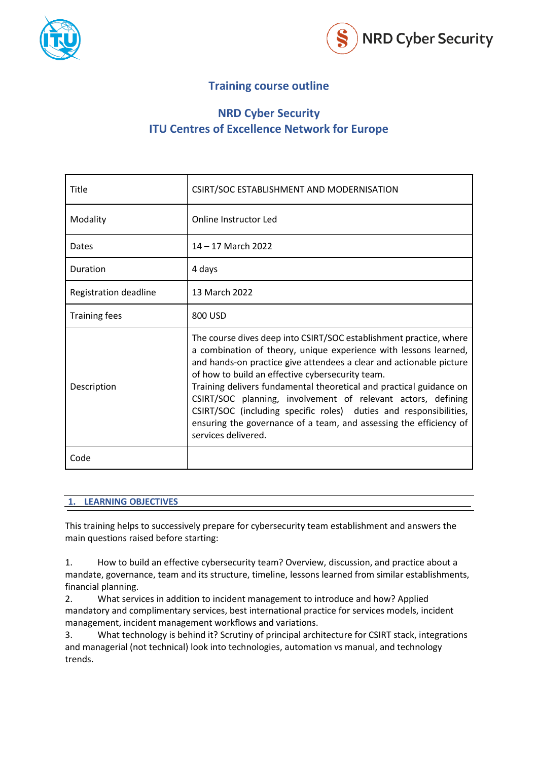## Training course outline

## NRD Cyber Security
## ITU Centres of Excellence Network for Europe

| | |
|---|---|
| Title | CSIRT/SOC ESTABLISHMENT AND MODERNISATION |
| Modality | Online Instructor Led |
| Dates | 14 – 17 March 2022 |
| Duration | 4 days |
| Registration deadline | 13 March 2022 |
| Training fees | 800 USD |
| Description | The course dives deep into CSIRT/SOC establishment practice, where a combination of theory, unique experience with lessons learned, and hands-on practice give attendees a clear and actionable picture of how to build an effective cybersecurity team.<br>Training delivers fundamental theoretical and practical guidance on CSIRT/SOC planning, involvement of relevant actors, defining CSIRT/SOC (including specific roles) duties and responsibilities, ensuring the governance of a team, and assessing the efficiency of services delivered. |
| Code | |

### 1. LEARNING OBJECTIVES

This training helps to successively prepare for cybersecurity team establishment and answers the main questions raised before starting:

1. How to build an effective cybersecurity team? Overview, discussion, and practice about a mandate, governance, team and its structure, timeline, lessons learned from similar establishments, financial planning.
2. What services in addition to incident management to introduce and how? Applied mandatory and complimentary services, best international practice for services models, incident management, incident management workflows and variations.
3. What technology is behind it? Scrutiny of principal architecture for CSIRT stack, integrations and managerial (not technical) look into technologies, automation vs manual, and technology trends.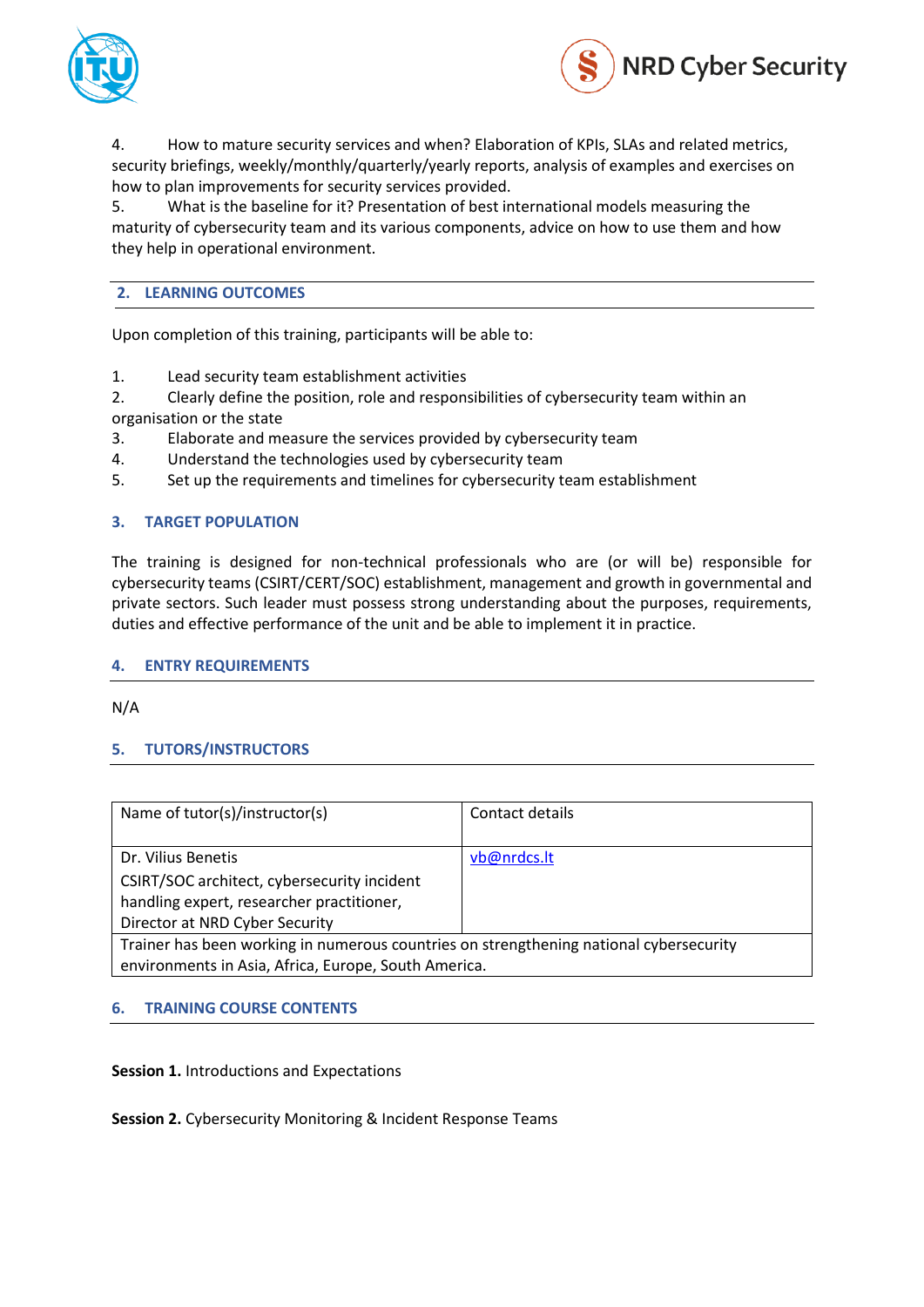4. How to mature security services and when? Elaboration of KPIs, SLAs and related metrics, security briefings, weekly/monthly/quarterly/yearly reports, analysis of examples and exercises on how to plan improvements for security services provided.
5. What is the baseline for it? Presentation of best international models measuring the maturity of cybersecurity team and its various components, advice on how to use them and how they help in operational environment.

## 2. LEARNING OUTCOMES

Upon completion of this training, participants will be able to:

1. Lead security team establishment activities
2. Clearly define the position, role and responsibilities of cybersecurity team within an organisation or the state
3. Elaborate and measure the services provided by cybersecurity team
4. Understand the technologies used by cybersecurity team
5. Set up the requirements and timelines for cybersecurity team establishment

## 3. TARGET POPULATION

The training is designed for non-technical professionals who are (or will be) responsible for cybersecurity teams (CSIRT/CERT/SOC) establishment, management and growth in governmental and private sectors. Such leader must possess strong understanding about the purposes, requirements, duties and effective performance of the unit and be able to implement it in practice.

## 4. ENTRY REQUIREMENTS

N/A

## 5. TUTORS/INSTRUCTORS

| Name of tutor(s)/instructor(s) | Contact details |
|---|---|
| Dr. Vilius Benetis<br>CSIRT/SOC architect, cybersecurity incident handling expert, researcher practitioner, Director at NRD Cyber Security | vb@nrdcs.lt |
| Trainer has been working in numerous countries on strengthening national cybersecurity environments in Asia, Africa, Europe, South America. | |

## 6. TRAINING COURSE CONTENTS

**Session 1.** Introductions and Expectations

**Session 2.** Cybersecurity Monitoring & Incident Response Teams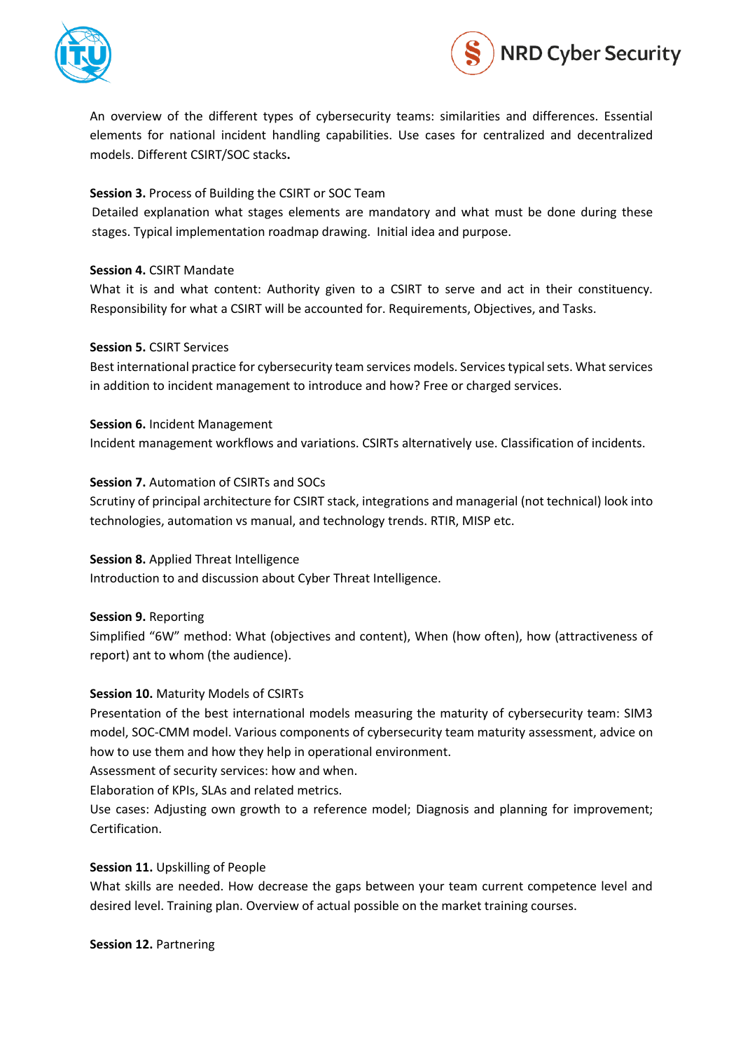An overview of the different types of cybersecurity teams: similarities and differences. Essential elements for national incident handling capabilities. Use cases for centralized and decentralized models. Different CSIRT/SOC stacks**.**

**Session 3.** Process of Building the CSIRT or SOC Team

Detailed explanation what stages elements are mandatory and what must be done during these stages. Typical implementation roadmap drawing. Initial idea and purpose.

**Session 4.** CSIRT Mandate

What it is and what content: Authority given to a CSIRT to serve and act in their constituency. Responsibility for what a CSIRT will be accounted for. Requirements, Objectives, and Tasks.

**Session 5.** CSIRT Services

Best international practice for cybersecurity team services models. Services typical sets. What services in addition to incident management to introduce and how? Free or charged services.

**Session 6.** Incident Management

Incident management workflows and variations. CSIRTs alternatively use. Classification of incidents.

**Session 7.** Automation of CSIRTs and SOCs

Scrutiny of principal architecture for CSIRT stack, integrations and managerial (not technical) look into technologies, automation vs manual, and technology trends. RTIR, MISP etc.

**Session 8.** Applied Threat Intelligence

Introduction to and discussion about Cyber Threat Intelligence.

**Session 9.** Reporting

Simplified "6W" method: What (objectives and content), When (how often), how (attractiveness of report) ant to whom (the audience).

**Session 10.** Maturity Models of CSIRTs

Presentation of the best international models measuring the maturity of cybersecurity team: SIM3 model, SOC-CMM model. Various components of cybersecurity team maturity assessment, advice on how to use them and how they help in operational environment.

Assessment of security services: how and when.

Elaboration of KPIs, SLAs and related metrics.

Use cases: Adjusting own growth to a reference model; Diagnosis and planning for improvement; Certification.

**Session 11.** Upskilling of People

What skills are needed. How decrease the gaps between your team current competence level and desired level. Training plan. Overview of actual possible on the market training courses.

**Session 12.** Partnering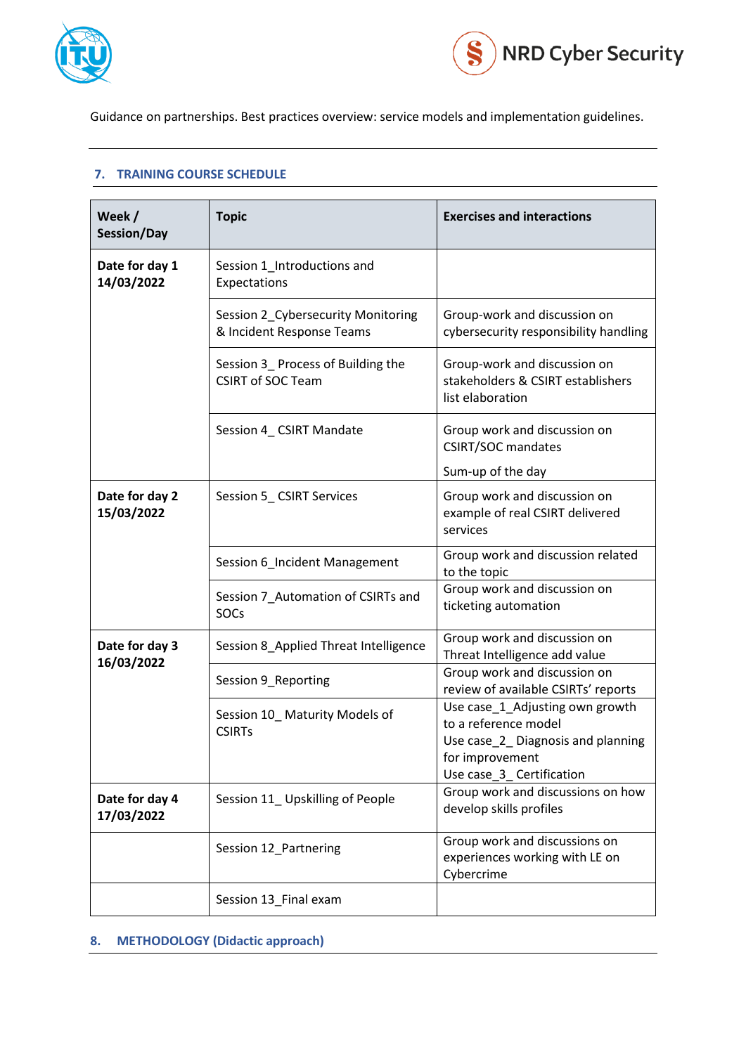Guidance on partnerships. Best practices overview: service models and implementation guidelines.

## 7. TRAINING COURSE SCHEDULE

| **Week / Session/Day** | **Topic** | **Exercises and interactions** |
|---|---|---|
| **Date for day 1 14/03/2022** | Session 1_Introductions and Expectations | |
| | Session 2_Cybersecurity Monitoring & Incident Response Teams | Group-work and discussion on cybersecurity responsibility handling |
| | Session 3_ Process of Building the CSIRT of SOC Team | Group-work and discussion on stakeholders & CSIRT establishers list elaboration |
| | Session 4_ CSIRT Mandate | Group work and discussion on CSIRT/SOC mandates<br><br>Sum-up of the day |
| **Date for day 2 15/03/2022** | Session 5_ CSIRT Services | Group work and discussion on example of real CSIRT delivered services |
| | Session 6_Incident Management | Group work and discussion related to the topic |
| | Session 7_Automation of CSIRTs and SOCs | Group work and discussion on ticketing automation |
| **Date for day 3 16/03/2022** | Session 8_Applied Threat Intelligence | Group work and discussion on Threat Intelligence add value |
| | Session 9_Reporting | Group work and discussion on review of available CSIRTs' reports |
| | Session 10_ Maturity Models of CSIRTs | Use case_1_Adjusting own growth to a reference model<br>Use case_2_ Diagnosis and planning for improvement<br>Use case_3_ Certification |
| **Date for day 4 17/03/2022** | Session 11_ Upskilling of People | Group work and discussions on how develop skills profiles |
| | Session 12_Partnering | Group work and discussions on experiences working with LE on Cybercrime |
| | Session 13_Final exam | |

## 8. METHODOLOGY (Didactic approach)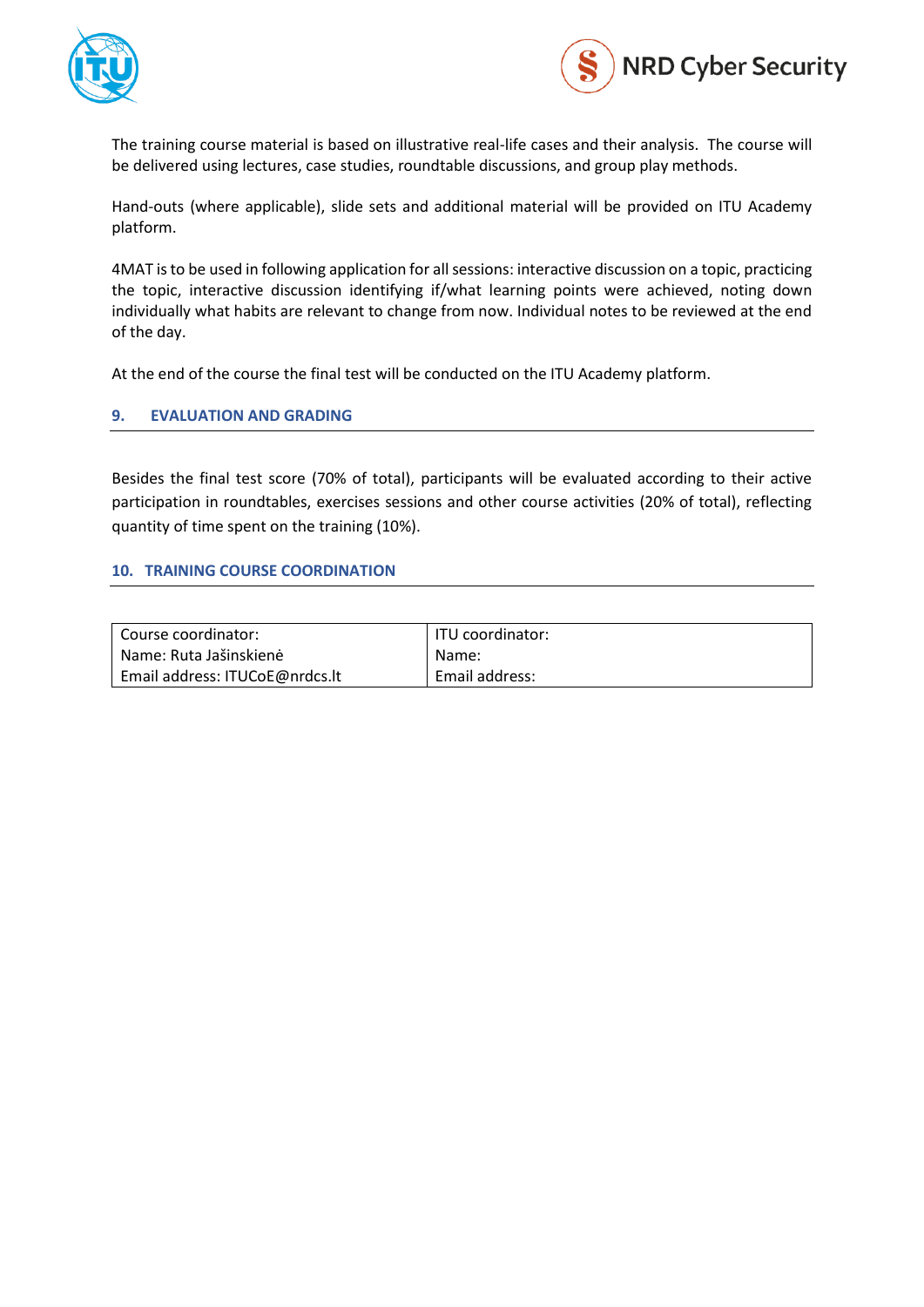The training course material is based on illustrative real-life cases and their analysis. The course will be delivered using lectures, case studies, roundtable discussions, and group play methods.

Hand-outs (where applicable), slide sets and additional material will be provided on ITU Academy platform.

4MAT is to be used in following application for all sessions: interactive discussion on a topic, practicing the topic, interactive discussion identifying if/what learning points were achieved, noting down individually what habits are relevant to change from now. Individual notes to be reviewed at the end of the day.

At the end of the course the final test will be conducted on the ITU Academy platform.

## 9. EVALUATION AND GRADING

Besides the final test score (70% of total), participants will be evaluated according to their active participation in roundtables, exercises sessions and other course activities (20% of total), reflecting quantity of time spent on the training (10%).

## 10. TRAINING COURSE COORDINATION

| | |
|---|---|
| Course coordinator:<br>Name: Ruta Jašinskienė<br>Email address: ITUCoE@nrdcs.lt | ITU coordinator:<br>Name:<br>Email address: |